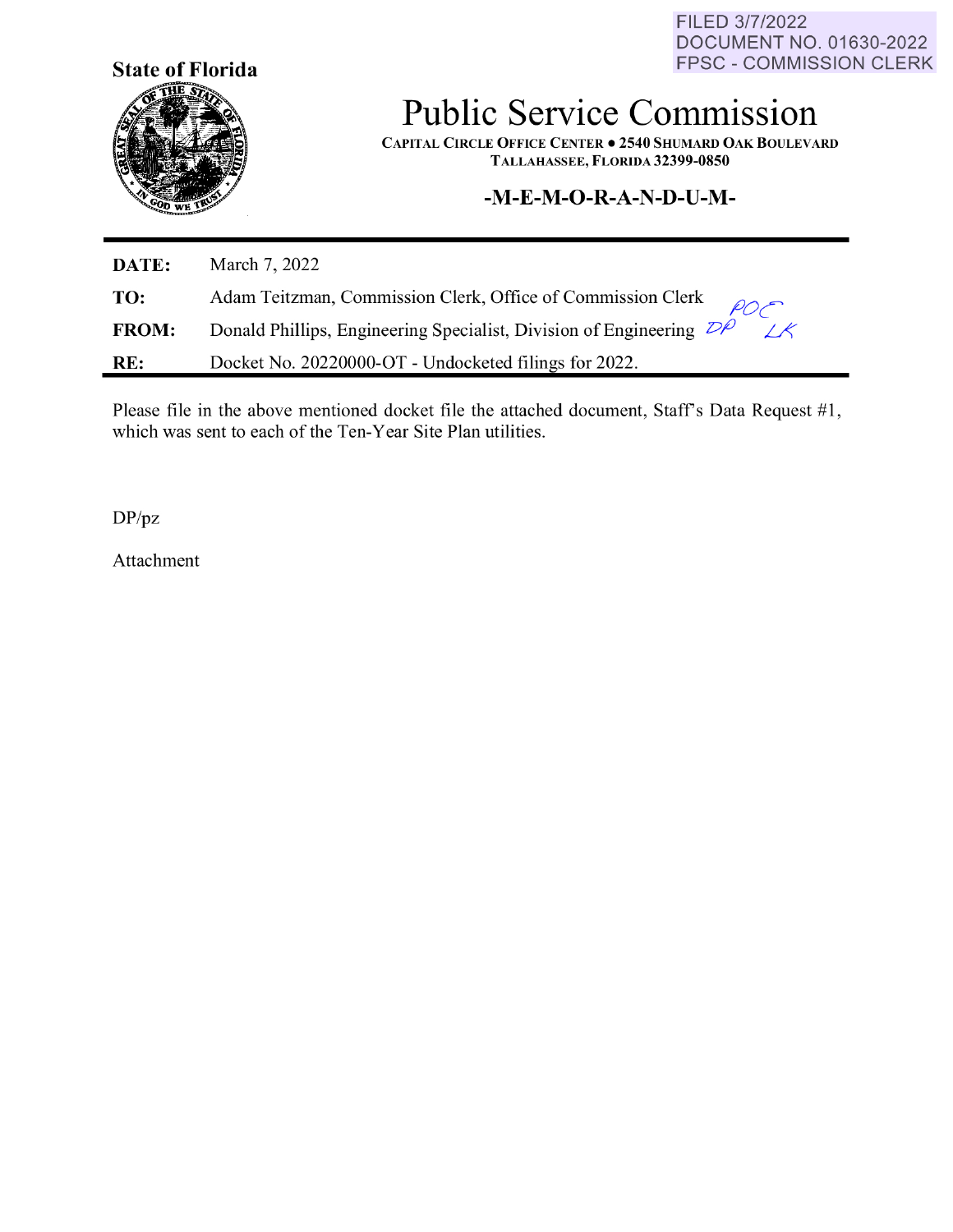FILED 3/7/2022
DOCUMENT NO. 01630-2022
FPSC - COMMISSION CLERK

**State of Florida**

# Public Service Commission

**CAPITAL CIRCLE OFFICE CENTER • 2540 SHUMARD OAK BOULEVARD**
**TALLAHASSEE, FLORIDA 32399-0850**

**-M-E-M-O-R-A-N-D-U-M-**

| | |
|---|---|
| **DATE:** | March 7, 2022 |
| **TO:** | Adam Teitzman, Commission Clerk, Office of Commission Clerk |
| **FROM:** | Donald Phillips, Engineering Specialist, Division of Engineering DP POC LK |
| **RE:** | Docket No. 20220000-OT - Undocketed filings for 2022. |

Please file in the above mentioned docket file the attached document, Staff's Data Request #1, which was sent to each of the Ten-Year Site Plan utilities.

DP/pz

Attachment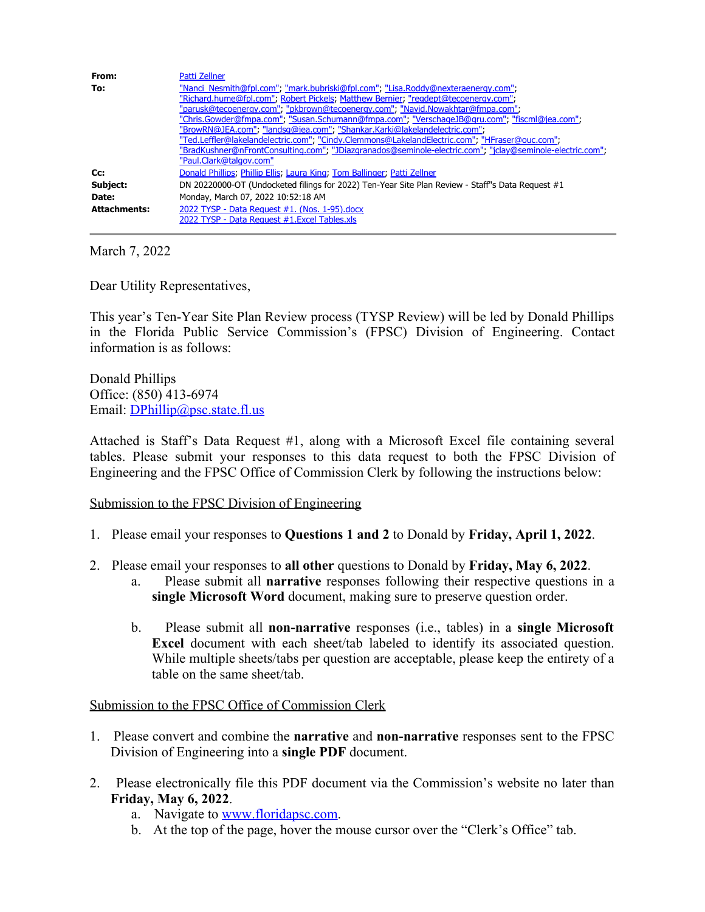**From:** Patti Zellner
**To:** "Nanci_Nesmith@fpl.com"; "mark.bubriski@fpl.com"; "Lisa.Roddy@nexteraenergy.com"; "Richard.hume@fpl.com"; Robert Pickels; Matthew Bernier; "regdept@tecoenergy.com"; "parusk@tecoenergy.com"; "pkbrown@tecoenergy.com"; "Navid.Nowakhtar@fmpa.com"; "Chris.Gowder@fmpa.com"; "Susan.Schumann@fmpa.com"; "VerschageJB@gru.com"; "fiscml@jea.com"; "BrownRN@JEA.com"; "landsg@jea.com"; "Shankar.Karki@lakelandelectric.com"; "Ted.Leffler@lakelandelectric.com"; "Cindy.Clemmons@LakelandElectric.com"; "HFraser@ouc.com"; "BradKushner@nFrontConsulting.com"; "JDiazgranados@seminole-electric.com"; "jclay@seminole-electric.com"; "Paul.Clark@talgov.com"
**Cc:** Donald Phillips; Phillip Ellis; Laura King; Tom Ballinger; Patti Zellner
**Subject:** DN 20220000-OT (Undocketed filings for 2022) Ten-Year Site Plan Review - Staff"s Data Request #1
**Date:** Monday, March 07, 2022 10:52:18 AM
**Attachments:** 2022 TYSP - Data Request #1. (Nos. 1-95).docx
2022 TYSP - Data Request #1.Excel Tables.xls

---

March 7, 2022

Dear Utility Representatives,

This year's Ten-Year Site Plan Review process (TYSP Review) will be led by Donald Phillips in the Florida Public Service Commission's (FPSC) Division of Engineering. Contact information is as follows:

Donald Phillips
Office: (850) 413-6974
Email: DPhillip@psc.state.fl.us

Attached is Staff's Data Request #1, along with a Microsoft Excel file containing several tables. Please submit your responses to this data request to both the FPSC Division of Engineering and the FPSC Office of Commission Clerk by following the instructions below:

Submission to the FPSC Division of Engineering

1. Please email your responses to **Questions 1 and 2** to Donald by **Friday, April 1, 2022**.

2. Please email your responses to **all other** questions to Donald by **Friday, May 6, 2022**.
   a. Please submit all **narrative** responses following their respective questions in a **single Microsoft Word** document, making sure to preserve question order.

   b. Please submit all **non-narrative** responses (i.e., tables) in a **single Microsoft Excel** document with each sheet/tab labeled to identify its associated question. While multiple sheets/tabs per question are acceptable, please keep the entirety of a table on the same sheet/tab.

Submission to the FPSC Office of Commission Clerk

1. Please convert and combine the **narrative** and **non-narrative** responses sent to the FPSC Division of Engineering into a **single PDF** document.

2. Please electronically file this PDF document via the Commission's website no later than **Friday, May 6, 2022**.
   a. Navigate to www.floridapsc.com.
   b. At the top of the page, hover the mouse cursor over the "Clerk's Office" tab.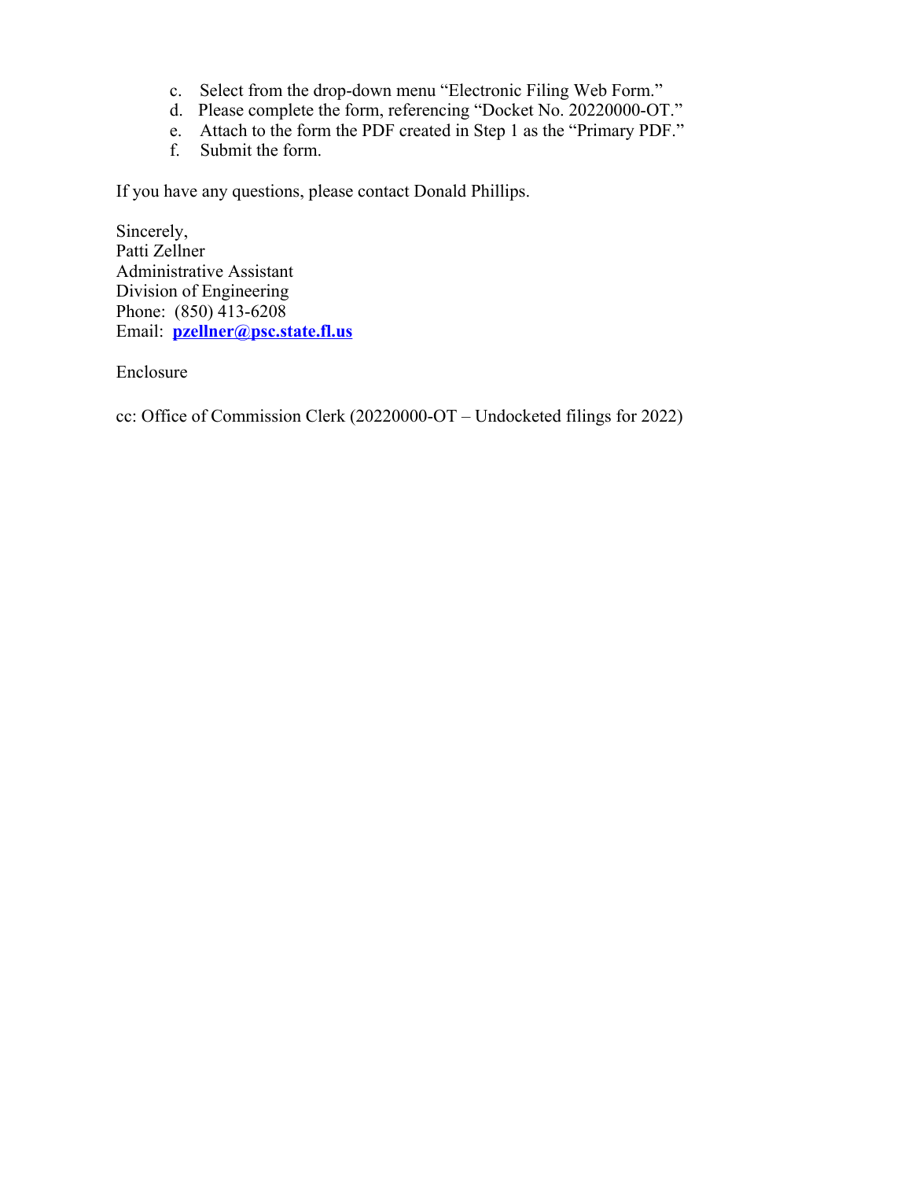c. Select from the drop-down menu "Electronic Filing Web Form."
d. Please complete the form, referencing "Docket No. 20220000-OT."
e. Attach to the form the PDF created in Step 1 as the "Primary PDF."
f. Submit the form.

If you have any questions, please contact Donald Phillips.

Sincerely,
Patti Zellner
Administrative Assistant
Division of Engineering
Phone: (850) 413-6208
Email: **pzellner@psc.state.fl.us**

Enclosure

cc: Office of Commission Clerk (20220000-OT – Undocketed filings for 2022)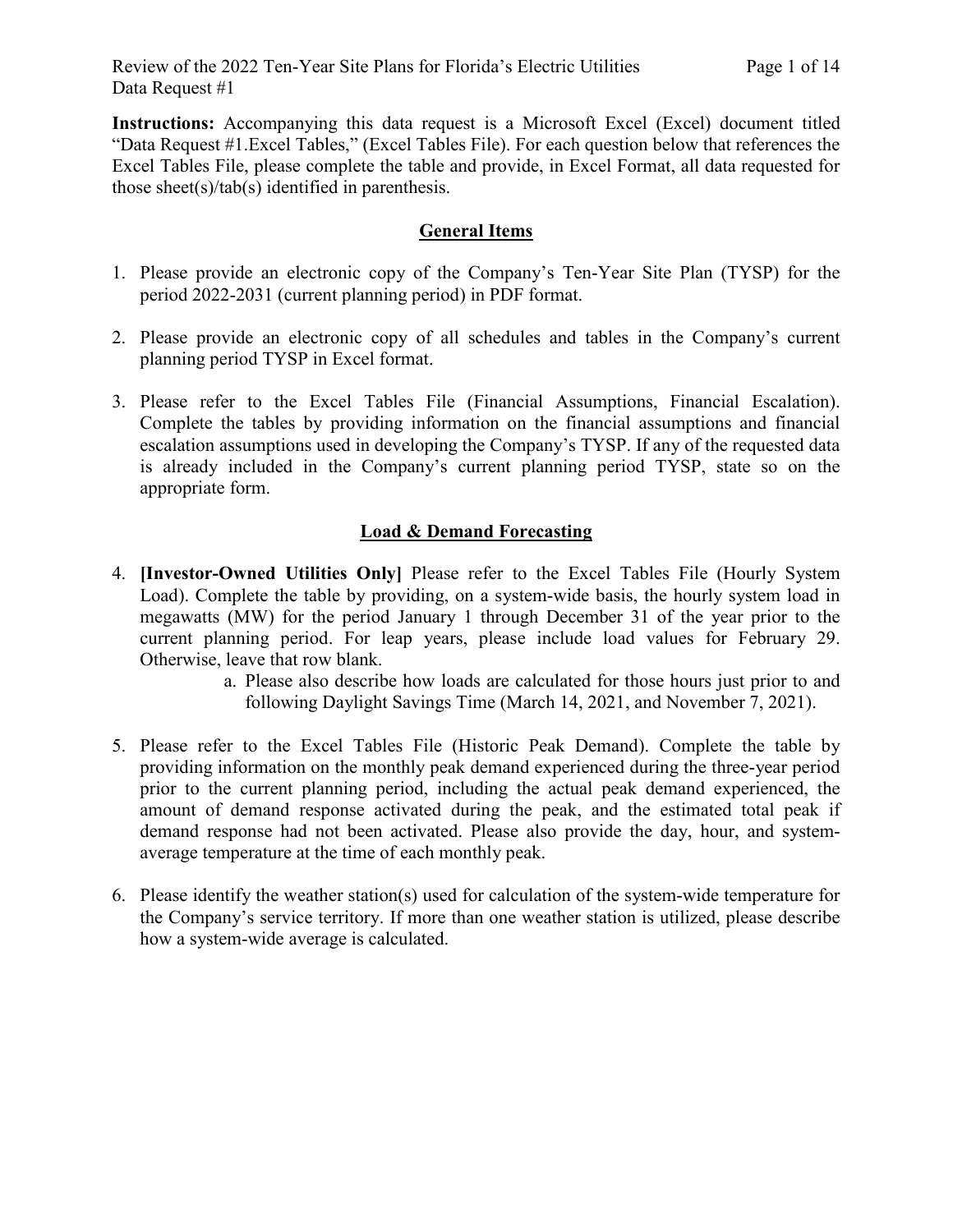**Instructions:** Accompanying this data request is a Microsoft Excel (Excel) document titled "Data Request #1.Excel Tables," (Excel Tables File). For each question below that references the Excel Tables File, please complete the table and provide, in Excel Format, all data requested for those sheet(s)/tab(s) identified in parenthesis.

## General Items

1. Please provide an electronic copy of the Company's Ten-Year Site Plan (TYSP) for the period 2022-2031 (current planning period) in PDF format.

2. Please provide an electronic copy of all schedules and tables in the Company's current planning period TYSP in Excel format.

3. Please refer to the Excel Tables File (Financial Assumptions, Financial Escalation). Complete the tables by providing information on the financial assumptions and financial escalation assumptions used in developing the Company's TYSP. If any of the requested data is already included in the Company's current planning period TYSP, state so on the appropriate form.

## Load & Demand Forecasting

4. **[Investor-Owned Utilities Only]** Please refer to the Excel Tables File (Hourly System Load). Complete the table by providing, on a system-wide basis, the hourly system load in megawatts (MW) for the period January 1 through December 31 of the year prior to the current planning period. For leap years, please include load values for February 29. Otherwise, leave that row blank.
   a. Please also describe how loads are calculated for those hours just prior to and following Daylight Savings Time (March 14, 2021, and November 7, 2021).

5. Please refer to the Excel Tables File (Historic Peak Demand). Complete the table by providing information on the monthly peak demand experienced during the three-year period prior to the current planning period, including the actual peak demand experienced, the amount of demand response activated during the peak, and the estimated total peak if demand response had not been activated. Please also provide the day, hour, and system-average temperature at the time of each monthly peak.

6. Please identify the weather station(s) used for calculation of the system-wide temperature for the Company's service territory. If more than one weather station is utilized, please describe how a system-wide average is calculated.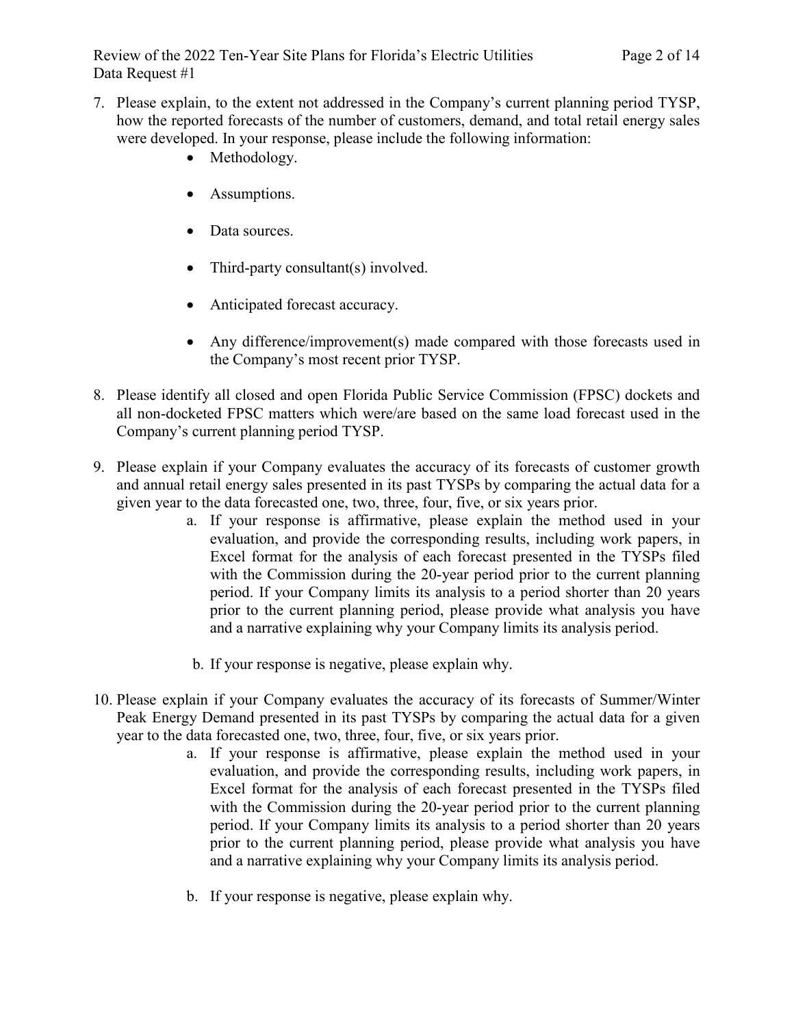7. Please explain, to the extent not addressed in the Company's current planning period TYSP, how the reported forecasts of the number of customers, demand, and total retail energy sales were developed. In your response, please include the following information:
   - Methodology.
   - Assumptions.
   - Data sources.
   - Third-party consultant(s) involved.
   - Anticipated forecast accuracy.
   - Any difference/improvement(s) made compared with those forecasts used in the Company's most recent prior TYSP.

8. Please identify all closed and open Florida Public Service Commission (FPSC) dockets and all non-docketed FPSC matters which were/are based on the same load forecast used in the Company's current planning period TYSP.

9. Please explain if your Company evaluates the accuracy of its forecasts of customer growth and annual retail energy sales presented in its past TYSPs by comparing the actual data for a given year to the data forecasted one, two, three, four, five, or six years prior.
   a. If your response is affirmative, please explain the method used in your evaluation, and provide the corresponding results, including work papers, in Excel format for the analysis of each forecast presented in the TYSPs filed with the Commission during the 20-year period prior to the current planning period. If your Company limits its analysis to a period shorter than 20 years prior to the current planning period, please provide what analysis you have and a narrative explaining why your Company limits its analysis period.
   b. If your response is negative, please explain why.

10. Please explain if your Company evaluates the accuracy of its forecasts of Summer/Winter Peak Energy Demand presented in its past TYSPs by comparing the actual data for a given year to the data forecasted one, two, three, four, five, or six years prior.
    a. If your response is affirmative, please explain the method used in your evaluation, and provide the corresponding results, including work papers, in Excel format for the analysis of each forecast presented in the TYSPs filed with the Commission during the 20-year period prior to the current planning period. If your Company limits its analysis to a period shorter than 20 years prior to the current planning period, please provide what analysis you have and a narrative explaining why your Company limits its analysis period.
    b. If your response is negative, please explain why.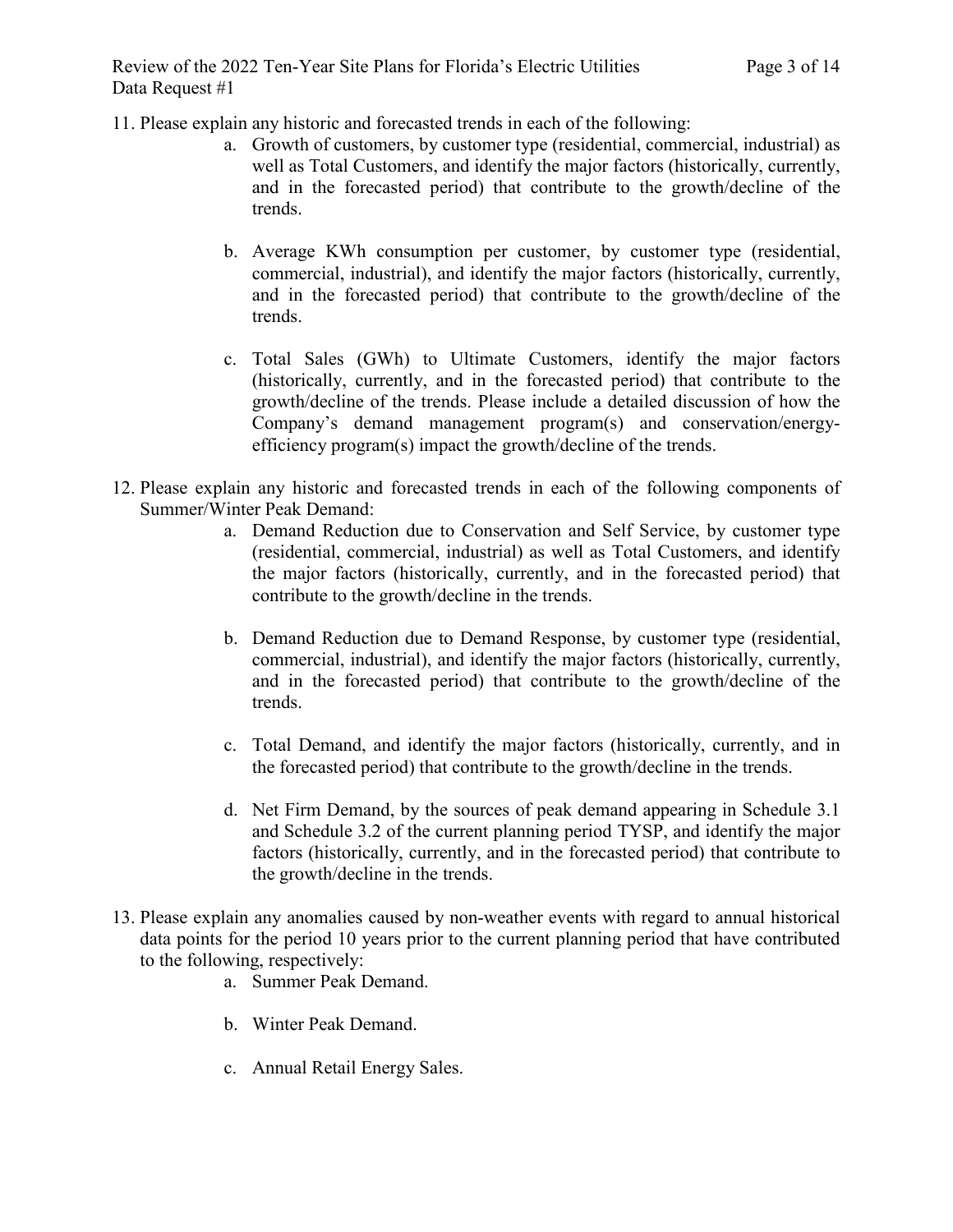11. Please explain any historic and forecasted trends in each of the following:
    a. Growth of customers, by customer type (residential, commercial, industrial) as well as Total Customers, and identify the major factors (historically, currently, and in the forecasted period) that contribute to the growth/decline of the trends.

    b. Average KWh consumption per customer, by customer type (residential, commercial, industrial), and identify the major factors (historically, currently, and in the forecasted period) that contribute to the growth/decline of the trends.

    c. Total Sales (GWh) to Ultimate Customers, identify the major factors (historically, currently, and in the forecasted period) that contribute to the growth/decline of the trends. Please include a detailed discussion of how the Company's demand management program(s) and conservation/energy-efficiency program(s) impact the growth/decline of the trends.

12. Please explain any historic and forecasted trends in each of the following components of Summer/Winter Peak Demand:
    a. Demand Reduction due to Conservation and Self Service, by customer type (residential, commercial, industrial) as well as Total Customers, and identify the major factors (historically, currently, and in the forecasted period) that contribute to the growth/decline in the trends.

    b. Demand Reduction due to Demand Response, by customer type (residential, commercial, industrial), and identify the major factors (historically, currently, and in the forecasted period) that contribute to the growth/decline of the trends.

    c. Total Demand, and identify the major factors (historically, currently, and in the forecasted period) that contribute to the growth/decline in the trends.

    d. Net Firm Demand, by the sources of peak demand appearing in Schedule 3.1 and Schedule 3.2 of the current planning period TYSP, and identify the major factors (historically, currently, and in the forecasted period) that contribute to the growth/decline in the trends.

13. Please explain any anomalies caused by non-weather events with regard to annual historical data points for the period 10 years prior to the current planning period that have contributed to the following, respectively:
    a. Summer Peak Demand.

    b. Winter Peak Demand.

    c. Annual Retail Energy Sales.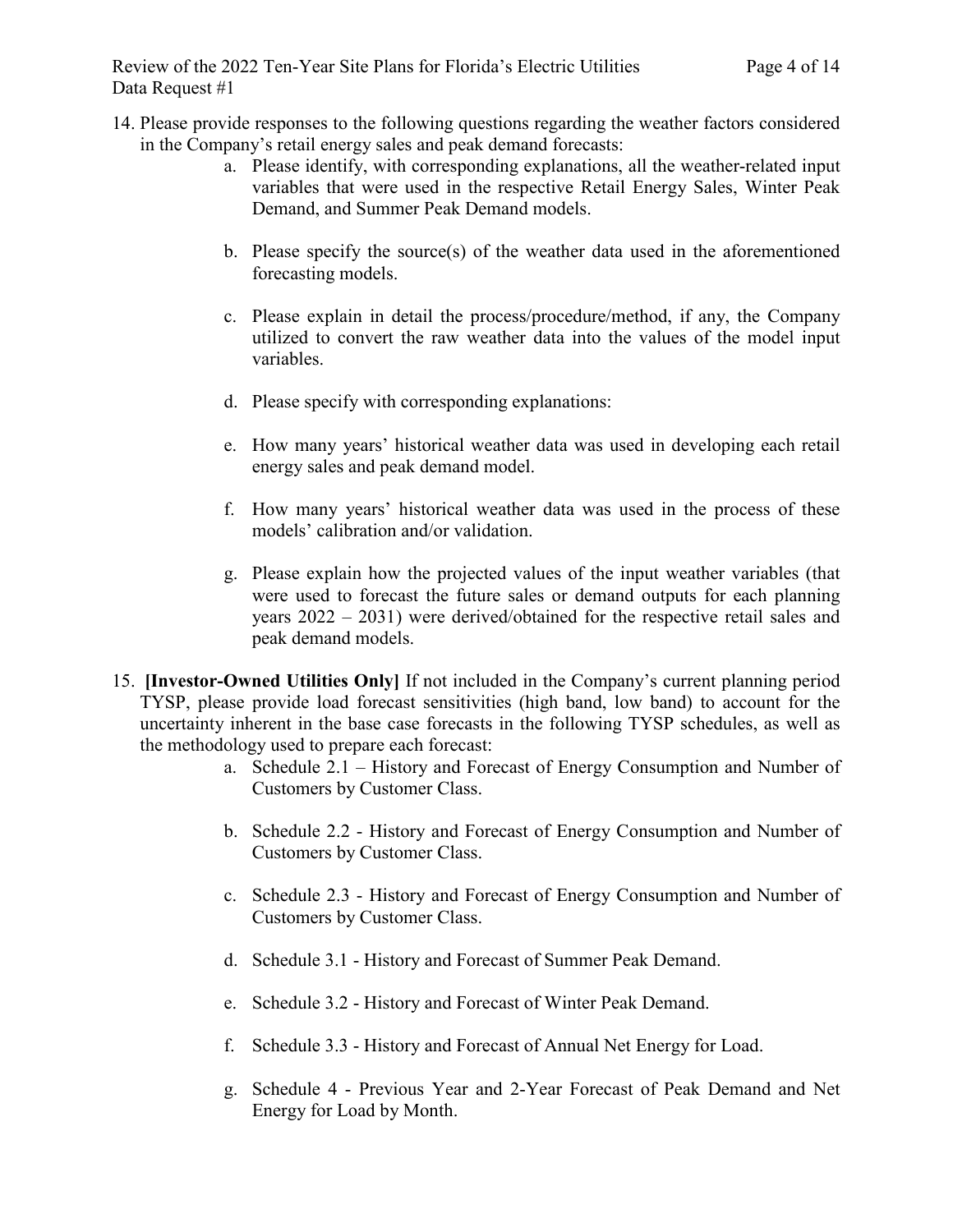14. Please provide responses to the following questions regarding the weather factors considered in the Company's retail energy sales and peak demand forecasts:
    a. Please identify, with corresponding explanations, all the weather-related input variables that were used in the respective Retail Energy Sales, Winter Peak Demand, and Summer Peak Demand models.

    b. Please specify the source(s) of the weather data used in the aforementioned forecasting models.

    c. Please explain in detail the process/procedure/method, if any, the Company utilized to convert the raw weather data into the values of the model input variables.

    d. Please specify with corresponding explanations:

    e. How many years' historical weather data was used in developing each retail energy sales and peak demand model.

    f. How many years' historical weather data was used in the process of these models' calibration and/or validation.

    g. Please explain how the projected values of the input weather variables (that were used to forecast the future sales or demand outputs for each planning years 2022 – 2031) were derived/obtained for the respective retail sales and peak demand models.

15. **[Investor-Owned Utilities Only]** If not included in the Company's current planning period TYSP, please provide load forecast sensitivities (high band, low band) to account for the uncertainty inherent in the base case forecasts in the following TYSP schedules, as well as the methodology used to prepare each forecast:
    a. Schedule 2.1 – History and Forecast of Energy Consumption and Number of Customers by Customer Class.

    b. Schedule 2.2 - History and Forecast of Energy Consumption and Number of Customers by Customer Class.

    c. Schedule 2.3 - History and Forecast of Energy Consumption and Number of Customers by Customer Class.

    d. Schedule 3.1 - History and Forecast of Summer Peak Demand.

    e. Schedule 3.2 - History and Forecast of Winter Peak Demand.

    f. Schedule 3.3 - History and Forecast of Annual Net Energy for Load.

    g. Schedule 4 - Previous Year and 2-Year Forecast of Peak Demand and Net Energy for Load by Month.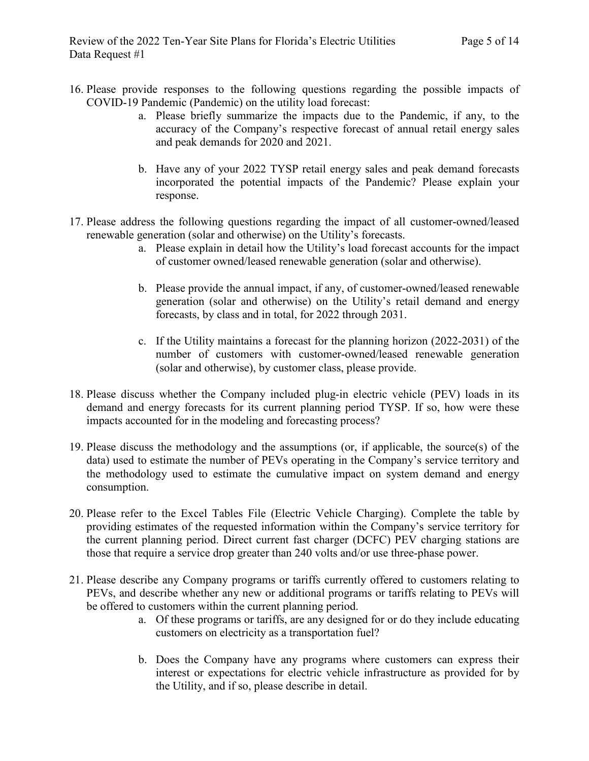16. Please provide responses to the following questions regarding the possible impacts of COVID-19 Pandemic (Pandemic) on the utility load forecast:
    a. Please briefly summarize the impacts due to the Pandemic, if any, to the accuracy of the Company's respective forecast of annual retail energy sales and peak demands for 2020 and 2021.

    b. Have any of your 2022 TYSP retail energy sales and peak demand forecasts incorporated the potential impacts of the Pandemic? Please explain your response.

17. Please address the following questions regarding the impact of all customer-owned/leased renewable generation (solar and otherwise) on the Utility's forecasts.
    a. Please explain in detail how the Utility's load forecast accounts for the impact of customer owned/leased renewable generation (solar and otherwise).

    b. Please provide the annual impact, if any, of customer-owned/leased renewable generation (solar and otherwise) on the Utility's retail demand and energy forecasts, by class and in total, for 2022 through 2031.

    c. If the Utility maintains a forecast for the planning horizon (2022-2031) of the number of customers with customer-owned/leased renewable generation (solar and otherwise), by customer class, please provide.

18. Please discuss whether the Company included plug-in electric vehicle (PEV) loads in its demand and energy forecasts for its current planning period TYSP. If so, how were these impacts accounted for in the modeling and forecasting process?

19. Please discuss the methodology and the assumptions (or, if applicable, the source(s) of the data) used to estimate the number of PEVs operating in the Company's service territory and the methodology used to estimate the cumulative impact on system demand and energy consumption.

20. Please refer to the Excel Tables File (Electric Vehicle Charging). Complete the table by providing estimates of the requested information within the Company's service territory for the current planning period. Direct current fast charger (DCFC) PEV charging stations are those that require a service drop greater than 240 volts and/or use three-phase power.

21. Please describe any Company programs or tariffs currently offered to customers relating to PEVs, and describe whether any new or additional programs or tariffs relating to PEVs will be offered to customers within the current planning period.
    a. Of these programs or tariffs, are any designed for or do they include educating customers on electricity as a transportation fuel?

    b. Does the Company have any programs where customers can express their interest or expectations for electric vehicle infrastructure as provided for by the Utility, and if so, please describe in detail.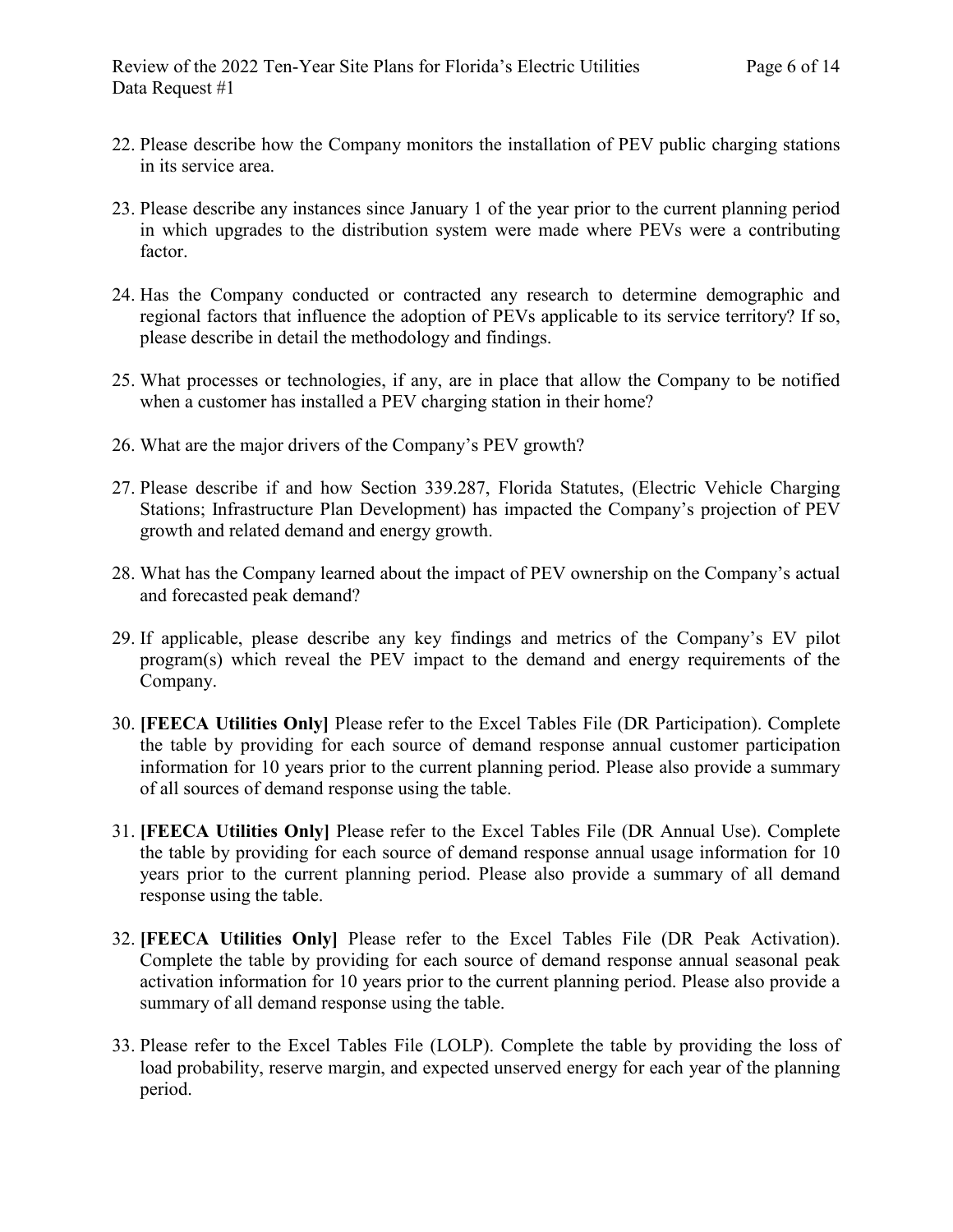22. Please describe how the Company monitors the installation of PEV public charging stations in its service area.

23. Please describe any instances since January 1 of the year prior to the current planning period in which upgrades to the distribution system were made where PEVs were a contributing factor.

24. Has the Company conducted or contracted any research to determine demographic and regional factors that influence the adoption of PEVs applicable to its service territory? If so, please describe in detail the methodology and findings.

25. What processes or technologies, if any, are in place that allow the Company to be notified when a customer has installed a PEV charging station in their home?

26. What are the major drivers of the Company's PEV growth?

27. Please describe if and how Section 339.287, Florida Statutes, (Electric Vehicle Charging Stations; Infrastructure Plan Development) has impacted the Company's projection of PEV growth and related demand and energy growth.

28. What has the Company learned about the impact of PEV ownership on the Company's actual and forecasted peak demand?

29. If applicable, please describe any key findings and metrics of the Company's EV pilot program(s) which reveal the PEV impact to the demand and energy requirements of the Company.

30. **[FEECA Utilities Only]** Please refer to the Excel Tables File (DR Participation). Complete the table by providing for each source of demand response annual customer participation information for 10 years prior to the current planning period. Please also provide a summary of all sources of demand response using the table.

31. **[FEECA Utilities Only]** Please refer to the Excel Tables File (DR Annual Use). Complete the table by providing for each source of demand response annual usage information for 10 years prior to the current planning period. Please also provide a summary of all demand response using the table.

32. **[FEECA Utilities Only]** Please refer to the Excel Tables File (DR Peak Activation). Complete the table by providing for each source of demand response annual seasonal peak activation information for 10 years prior to the current planning period. Please also provide a summary of all demand response using the table.

33. Please refer to the Excel Tables File (LOLP). Complete the table by providing the loss of load probability, reserve margin, and expected unserved energy for each year of the planning period.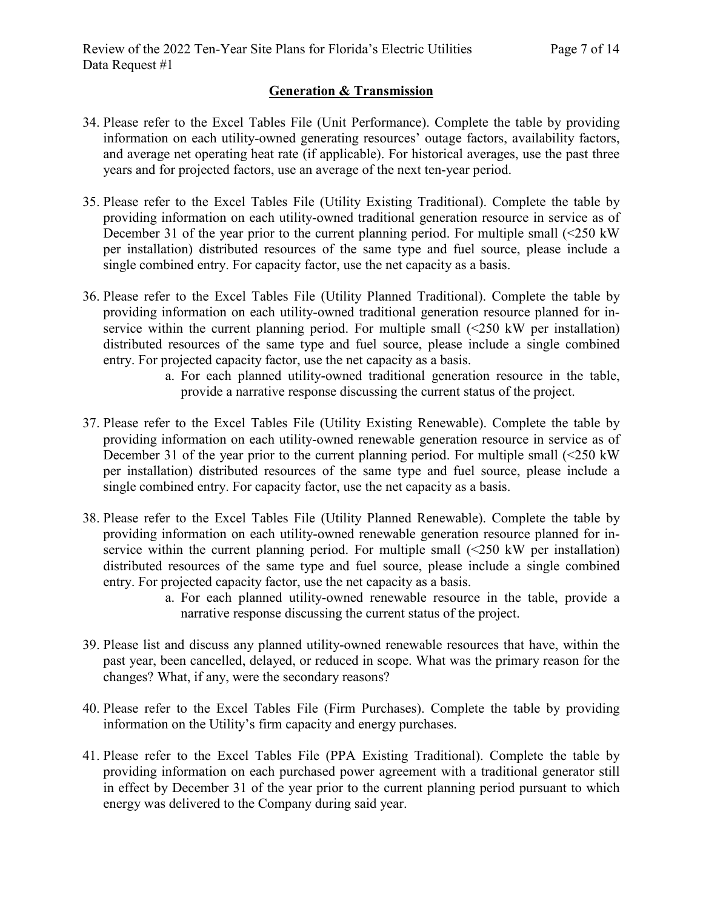## Generation & Transmission

34. Please refer to the Excel Tables File (Unit Performance). Complete the table by providing information on each utility-owned generating resources' outage factors, availability factors, and average net operating heat rate (if applicable). For historical averages, use the past three years and for projected factors, use an average of the next ten-year period.

35. Please refer to the Excel Tables File (Utility Existing Traditional). Complete the table by providing information on each utility-owned traditional generation resource in service as of December 31 of the year prior to the current planning period. For multiple small (<250 kW per installation) distributed resources of the same type and fuel source, please include a single combined entry. For capacity factor, use the net capacity as a basis.

36. Please refer to the Excel Tables File (Utility Planned Traditional). Complete the table by providing information on each utility-owned traditional generation resource planned for in-service within the current planning period. For multiple small (<250 kW per installation) distributed resources of the same type and fuel source, please include a single combined entry. For projected capacity factor, use the net capacity as a basis.
    a. For each planned utility-owned traditional generation resource in the table, provide a narrative response discussing the current status of the project.

37. Please refer to the Excel Tables File (Utility Existing Renewable). Complete the table by providing information on each utility-owned renewable generation resource in service as of December 31 of the year prior to the current planning period. For multiple small (<250 kW per installation) distributed resources of the same type and fuel source, please include a single combined entry. For capacity factor, use the net capacity as a basis.

38. Please refer to the Excel Tables File (Utility Planned Renewable). Complete the table by providing information on each utility-owned renewable generation resource planned for in-service within the current planning period. For multiple small (<250 kW per installation) distributed resources of the same type and fuel source, please include a single combined entry. For projected capacity factor, use the net capacity as a basis.
    a. For each planned utility-owned renewable resource in the table, provide a narrative response discussing the current status of the project.

39. Please list and discuss any planned utility-owned renewable resources that have, within the past year, been cancelled, delayed, or reduced in scope. What was the primary reason for the changes? What, if any, were the secondary reasons?

40. Please refer to the Excel Tables File (Firm Purchases). Complete the table by providing information on the Utility's firm capacity and energy purchases.

41. Please refer to the Excel Tables File (PPA Existing Traditional). Complete the table by providing information on each purchased power agreement with a traditional generator still in effect by December 31 of the year prior to the current planning period pursuant to which energy was delivered to the Company during said year.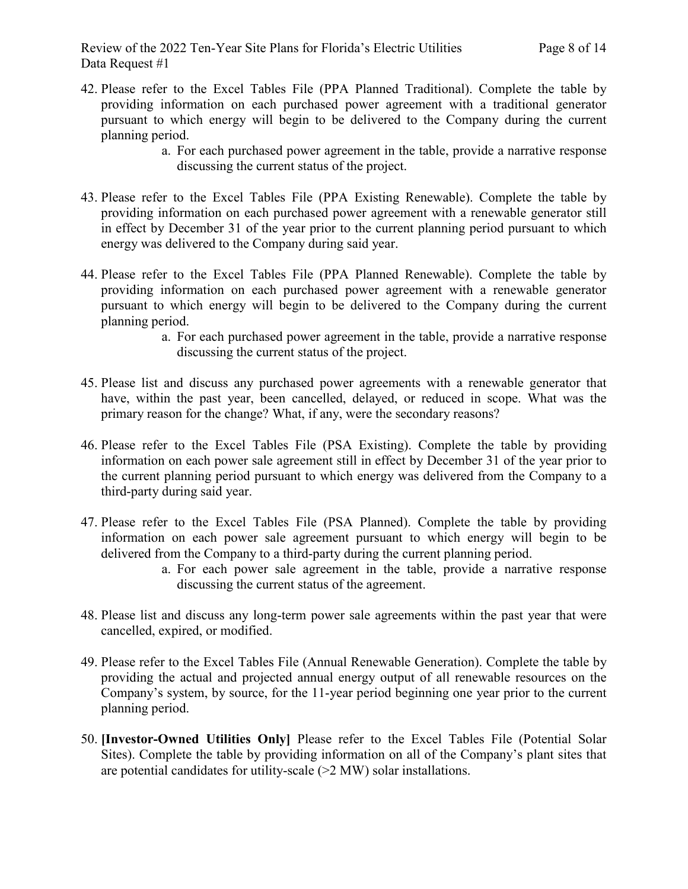42. Please refer to the Excel Tables File (PPA Planned Traditional). Complete the table by providing information on each purchased power agreement with a traditional generator pursuant to which energy will begin to be delivered to the Company during the current planning period.
    a. For each purchased power agreement in the table, provide a narrative response discussing the current status of the project.

43. Please refer to the Excel Tables File (PPA Existing Renewable). Complete the table by providing information on each purchased power agreement with a renewable generator still in effect by December 31 of the year prior to the current planning period pursuant to which energy was delivered to the Company during said year.

44. Please refer to the Excel Tables File (PPA Planned Renewable). Complete the table by providing information on each purchased power agreement with a renewable generator pursuant to which energy will begin to be delivered to the Company during the current planning period.
    a. For each purchased power agreement in the table, provide a narrative response discussing the current status of the project.

45. Please list and discuss any purchased power agreements with a renewable generator that have, within the past year, been cancelled, delayed, or reduced in scope. What was the primary reason for the change? What, if any, were the secondary reasons?

46. Please refer to the Excel Tables File (PSA Existing). Complete the table by providing information on each power sale agreement still in effect by December 31 of the year prior to the current planning period pursuant to which energy was delivered from the Company to a third-party during said year.

47. Please refer to the Excel Tables File (PSA Planned). Complete the table by providing information on each power sale agreement pursuant to which energy will begin to be delivered from the Company to a third-party during the current planning period.
    a. For each power sale agreement in the table, provide a narrative response discussing the current status of the agreement.

48. Please list and discuss any long-term power sale agreements within the past year that were cancelled, expired, or modified.

49. Please refer to the Excel Tables File (Annual Renewable Generation). Complete the table by providing the actual and projected annual energy output of all renewable resources on the Company's system, by source, for the 11-year period beginning one year prior to the current planning period.

50. **[Investor-Owned Utilities Only]** Please refer to the Excel Tables File (Potential Solar Sites). Complete the table by providing information on all of the Company's plant sites that are potential candidates for utility-scale (>2 MW) solar installations.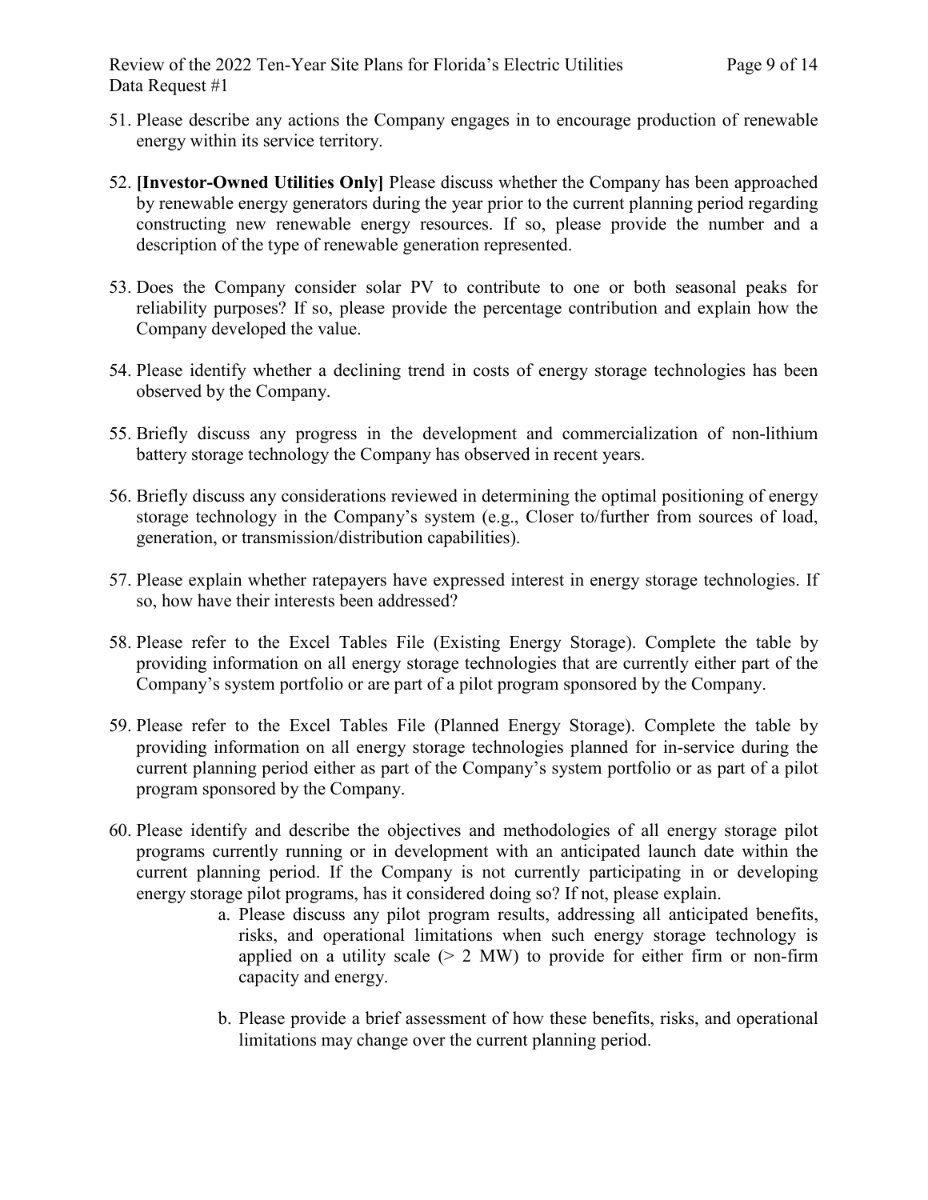51. Please describe any actions the Company engages in to encourage production of renewable energy within its service territory.

52. **[Investor-Owned Utilities Only]** Please discuss whether the Company has been approached by renewable energy generators during the year prior to the current planning period regarding constructing new renewable energy resources. If so, please provide the number and a description of the type of renewable generation represented.

53. Does the Company consider solar PV to contribute to one or both seasonal peaks for reliability purposes? If so, please provide the percentage contribution and explain how the Company developed the value.

54. Please identify whether a declining trend in costs of energy storage technologies has been observed by the Company.

55. Briefly discuss any progress in the development and commercialization of non-lithium battery storage technology the Company has observed in recent years.

56. Briefly discuss any considerations reviewed in determining the optimal positioning of energy storage technology in the Company's system (e.g., Closer to/further from sources of load, generation, or transmission/distribution capabilities).

57. Please explain whether ratepayers have expressed interest in energy storage technologies. If so, how have their interests been addressed?

58. Please refer to the Excel Tables File (Existing Energy Storage). Complete the table by providing information on all energy storage technologies that are currently either part of the Company's system portfolio or are part of a pilot program sponsored by the Company.

59. Please refer to the Excel Tables File (Planned Energy Storage). Complete the table by providing information on all energy storage technologies planned for in-service during the current planning period either as part of the Company's system portfolio or as part of a pilot program sponsored by the Company.

60. Please identify and describe the objectives and methodologies of all energy storage pilot programs currently running or in development with an anticipated launch date within the current planning period. If the Company is not currently participating in or developing energy storage pilot programs, has it considered doing so? If not, please explain.
    a. Please discuss any pilot program results, addressing all anticipated benefits, risks, and operational limitations when such energy storage technology is applied on a utility scale (> 2 MW) to provide for either firm or non-firm capacity and energy.

    b. Please provide a brief assessment of how these benefits, risks, and operational limitations may change over the current planning period.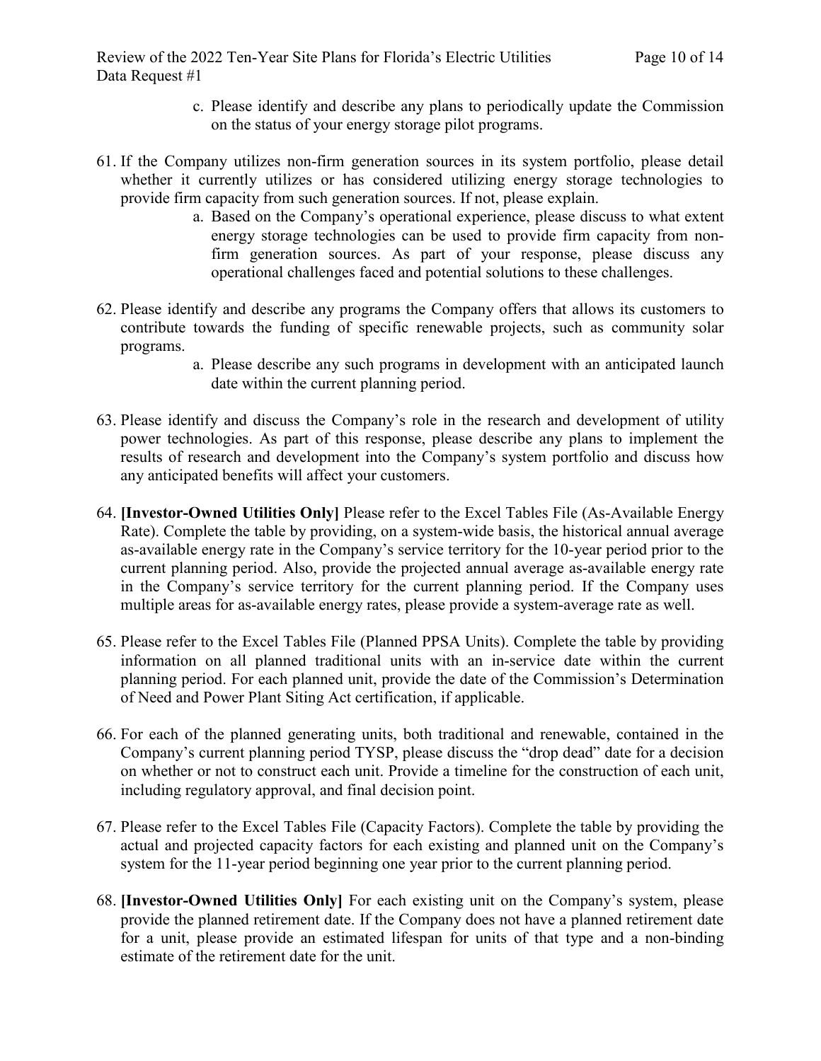c. Please identify and describe any plans to periodically update the Commission on the status of your energy storage pilot programs.

61. If the Company utilizes non-firm generation sources in its system portfolio, please detail whether it currently utilizes or has considered utilizing energy storage technologies to provide firm capacity from such generation sources. If not, please explain.
    a. Based on the Company's operational experience, please discuss to what extent energy storage technologies can be used to provide firm capacity from non-firm generation sources. As part of your response, please discuss any operational challenges faced and potential solutions to these challenges.

62. Please identify and describe any programs the Company offers that allows its customers to contribute towards the funding of specific renewable projects, such as community solar programs.
    a. Please describe any such programs in development with an anticipated launch date within the current planning period.

63. Please identify and discuss the Company's role in the research and development of utility power technologies. As part of this response, please describe any plans to implement the results of research and development into the Company's system portfolio and discuss how any anticipated benefits will affect your customers.

64. **[Investor-Owned Utilities Only]** Please refer to the Excel Tables File (As-Available Energy Rate). Complete the table by providing, on a system-wide basis, the historical annual average as-available energy rate in the Company's service territory for the 10-year period prior to the current planning period. Also, provide the projected annual average as-available energy rate in the Company's service territory for the current planning period. If the Company uses multiple areas for as-available energy rates, please provide a system-average rate as well.

65. Please refer to the Excel Tables File (Planned PPSA Units). Complete the table by providing information on all planned traditional units with an in-service date within the current planning period. For each planned unit, provide the date of the Commission's Determination of Need and Power Plant Siting Act certification, if applicable.

66. For each of the planned generating units, both traditional and renewable, contained in the Company's current planning period TYSP, please discuss the "drop dead" date for a decision on whether or not to construct each unit. Provide a timeline for the construction of each unit, including regulatory approval, and final decision point.

67. Please refer to the Excel Tables File (Capacity Factors). Complete the table by providing the actual and projected capacity factors for each existing and planned unit on the Company's system for the 11-year period beginning one year prior to the current planning period.

68. **[Investor-Owned Utilities Only]** For each existing unit on the Company's system, please provide the planned retirement date. If the Company does not have a planned retirement date for a unit, please provide an estimated lifespan for units of that type and a non-binding estimate of the retirement date for the unit.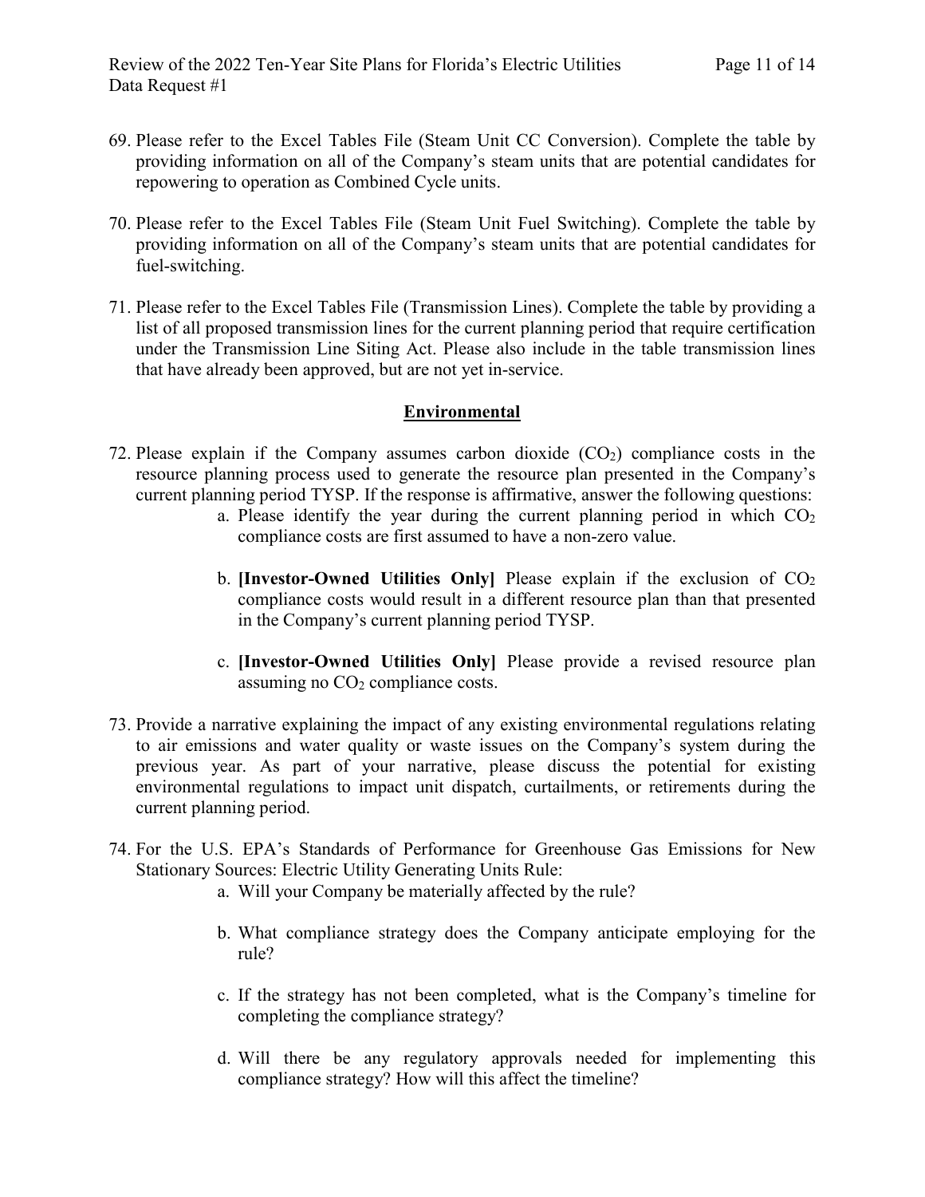69. Please refer to the Excel Tables File (Steam Unit CC Conversion). Complete the table by providing information on all of the Company's steam units that are potential candidates for repowering to operation as Combined Cycle units.

70. Please refer to the Excel Tables File (Steam Unit Fuel Switching). Complete the table by providing information on all of the Company's steam units that are potential candidates for fuel-switching.

71. Please refer to the Excel Tables File (Transmission Lines). Complete the table by providing a list of all proposed transmission lines for the current planning period that require certification under the Transmission Line Siting Act. Please also include in the table transmission lines that have already been approved, but are not yet in-service.

## Environmental

72. Please explain if the Company assumes carbon dioxide ($CO_2$) compliance costs in the resource planning process used to generate the resource plan presented in the Company's current planning period TYSP. If the response is affirmative, answer the following questions:
    a. Please identify the year during the current planning period in which $CO_2$ compliance costs are first assumed to have a non-zero value.

    b. **[Investor-Owned Utilities Only]** Please explain if the exclusion of $CO_2$ compliance costs would result in a different resource plan than that presented in the Company's current planning period TYSP.

    c. **[Investor-Owned Utilities Only]** Please provide a revised resource plan assuming no $CO_2$ compliance costs.

73. Provide a narrative explaining the impact of any existing environmental regulations relating to air emissions and water quality or waste issues on the Company's system during the previous year. As part of your narrative, please discuss the potential for existing environmental regulations to impact unit dispatch, curtailments, or retirements during the current planning period.

74. For the U.S. EPA's Standards of Performance for Greenhouse Gas Emissions for New Stationary Sources: Electric Utility Generating Units Rule:
    a. Will your Company be materially affected by the rule?

    b. What compliance strategy does the Company anticipate employing for the rule?

    c. If the strategy has not been completed, what is the Company's timeline for completing the compliance strategy?

    d. Will there be any regulatory approvals needed for implementing this compliance strategy? How will this affect the timeline?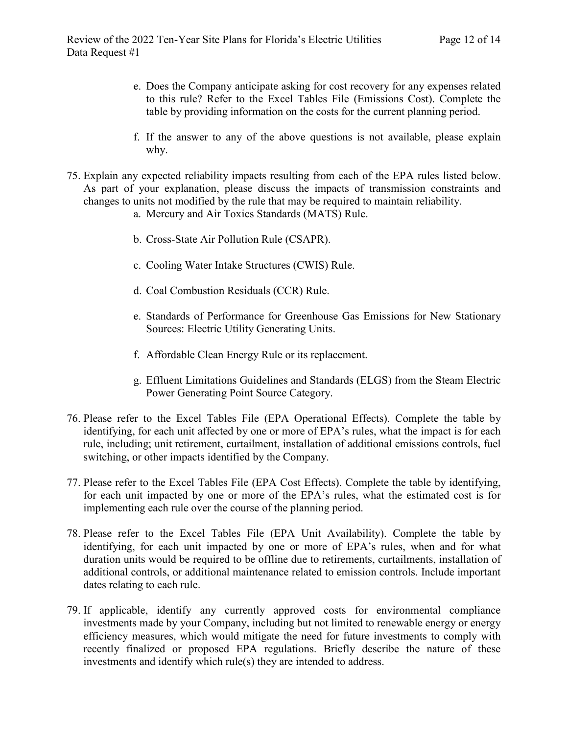e. Does the Company anticipate asking for cost recovery for any expenses related to this rule? Refer to the Excel Tables File (Emissions Cost). Complete the table by providing information on the costs for the current planning period.

f. If the answer to any of the above questions is not available, please explain why.

75. Explain any expected reliability impacts resulting from each of the EPA rules listed below. As part of your explanation, please discuss the impacts of transmission constraints and changes to units not modified by the rule that may be required to maintain reliability.

    a. Mercury and Air Toxics Standards (MATS) Rule.

    b. Cross-State Air Pollution Rule (CSAPR).

    c. Cooling Water Intake Structures (CWIS) Rule.

    d. Coal Combustion Residuals (CCR) Rule.

    e. Standards of Performance for Greenhouse Gas Emissions for New Stationary Sources: Electric Utility Generating Units.

    f. Affordable Clean Energy Rule or its replacement.

    g. Effluent Limitations Guidelines and Standards (ELGS) from the Steam Electric Power Generating Point Source Category.

76. Please refer to the Excel Tables File (EPA Operational Effects). Complete the table by identifying, for each unit affected by one or more of EPA's rules, what the impact is for each rule, including; unit retirement, curtailment, installation of additional emissions controls, fuel switching, or other impacts identified by the Company.

77. Please refer to the Excel Tables File (EPA Cost Effects). Complete the table by identifying, for each unit impacted by one or more of the EPA's rules, what the estimated cost is for implementing each rule over the course of the planning period.

78. Please refer to the Excel Tables File (EPA Unit Availability). Complete the table by identifying, for each unit impacted by one or more of EPA's rules, when and for what duration units would be required to be offline due to retirements, curtailments, installation of additional controls, or additional maintenance related to emission controls. Include important dates relating to each rule.

79. If applicable, identify any currently approved costs for environmental compliance investments made by your Company, including but not limited to renewable energy or energy efficiency measures, which would mitigate the need for future investments to comply with recently finalized or proposed EPA regulations. Briefly describe the nature of these investments and identify which rule(s) they are intended to address.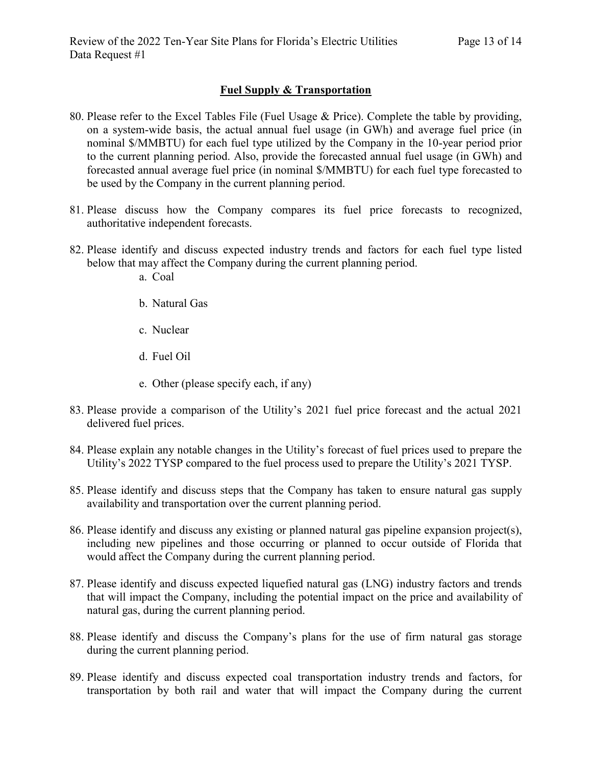## Fuel Supply & Transportation

80. Please refer to the Excel Tables File (Fuel Usage & Price). Complete the table by providing, on a system-wide basis, the actual annual fuel usage (in GWh) and average fuel price (in nominal $/MMBTU) for each fuel type utilized by the Company in the 10-year period prior to the current planning period. Also, provide the forecasted annual fuel usage (in GWh) and forecasted annual average fuel price (in nominal $/MMBTU) for each fuel type forecasted to be used by the Company in the current planning period.

81. Please discuss how the Company compares its fuel price forecasts to recognized, authoritative independent forecasts.

82. Please identify and discuss expected industry trends and factors for each fuel type listed below that may affect the Company during the current planning period.
    a. Coal
    b. Natural Gas
    c. Nuclear
    d. Fuel Oil
    e. Other (please specify each, if any)

83. Please provide a comparison of the Utility's 2021 fuel price forecast and the actual 2021 delivered fuel prices.

84. Please explain any notable changes in the Utility's forecast of fuel prices used to prepare the Utility's 2022 TYSP compared to the fuel process used to prepare the Utility's 2021 TYSP.

85. Please identify and discuss steps that the Company has taken to ensure natural gas supply availability and transportation over the current planning period.

86. Please identify and discuss any existing or planned natural gas pipeline expansion project(s), including new pipelines and those occurring or planned to occur outside of Florida that would affect the Company during the current planning period.

87. Please identify and discuss expected liquefied natural gas (LNG) industry factors and trends that will impact the Company, including the potential impact on the price and availability of natural gas, during the current planning period.

88. Please identify and discuss the Company's plans for the use of firm natural gas storage during the current planning period.

89. Please identify and discuss expected coal transportation industry trends and factors, for transportation by both rail and water that will impact the Company during the current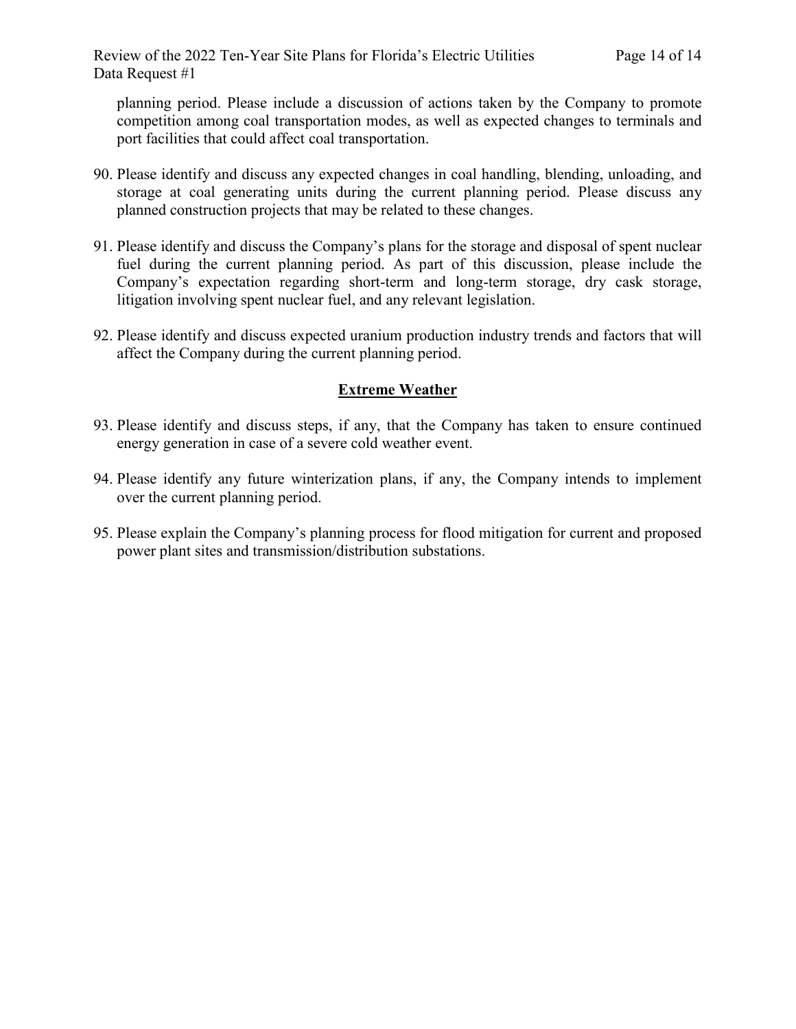planning period. Please include a discussion of actions taken by the Company to promote competition among coal transportation modes, as well as expected changes to terminals and port facilities that could affect coal transportation.

90. Please identify and discuss any expected changes in coal handling, blending, unloading, and storage at coal generating units during the current planning period. Please discuss any planned construction projects that may be related to these changes.

91. Please identify and discuss the Company's plans for the storage and disposal of spent nuclear fuel during the current planning period. As part of this discussion, please include the Company's expectation regarding short-term and long-term storage, dry cask storage, litigation involving spent nuclear fuel, and any relevant legislation.

92. Please identify and discuss expected uranium production industry trends and factors that will affect the Company during the current planning period.

## Extreme Weather

93. Please identify and discuss steps, if any, that the Company has taken to ensure continued energy generation in case of a severe cold weather event.

94. Please identify any future winterization plans, if any, the Company intends to implement over the current planning period.

95. Please explain the Company's planning process for flood mitigation for current and proposed power plant sites and transmission/distribution substations.